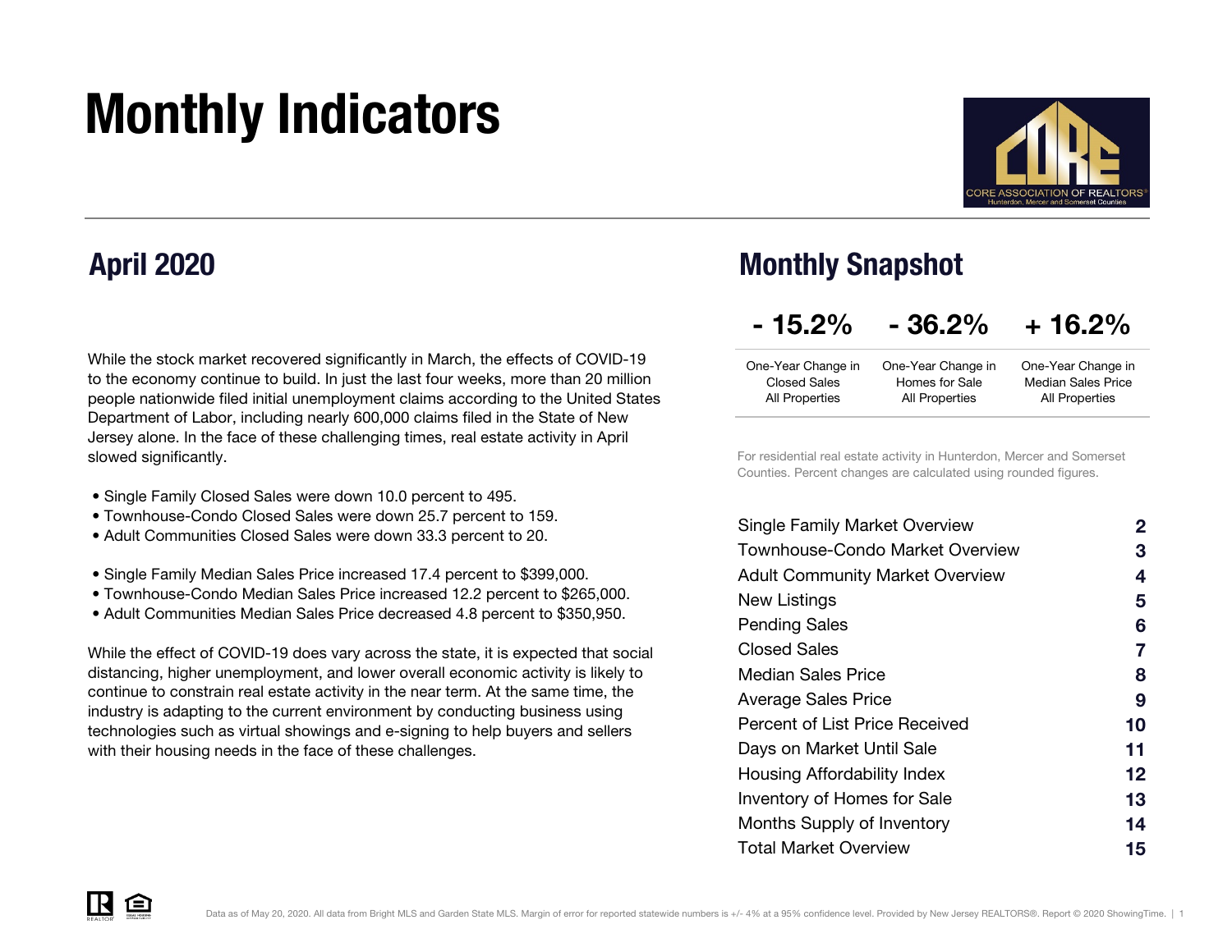# Monthly Indicators

## April 2020

While the stock market recovered significantly in March, the effects of COVID-19 to the economy continue to build. In just the last four weeks, more than 20 million people nationwide filed initial unemployment claims according to the United States Department of Labor, including nearly 600,000 claims filed in the State of New Jersey alone. In the face of these challenging times, real estate activity in April slowed significantly.

- Single Family Closed Sales were down 10.0 percent to 495.
- Townhouse-Condo Closed Sales were down 25.7 percent to 159.
- Adult Communities Closed Sales were down 33.3 percent to 20.

- Single Family Median Sales Price increased 17.4 percent to $399,000.
- Townhouse-Condo Median Sales Price increased 12.2 percent to $265,000.
- Adult Communities Median Sales Price decreased 4.8 percent to $350,950.

While the effect of COVID-19 does vary across the state, it is expected that social distancing, higher unemployment, and lower overall economic activity is likely to continue to constrain real estate activity in the near term. At the same time, the industry is adapting to the current environment by conducting business using technologies such as virtual showings and e-signing to help buyers and sellers with their housing needs in the face of these challenges.

## Monthly Snapshot

| - 15.2% | - 36.2% | + 16.2% |
|---|---|---|
| One-Year Change in Closed Sales All Properties | One-Year Change in Homes for Sale All Properties | One-Year Change in Median Sales Price All Properties |

For residential real estate activity in Hunterdon, Mercer and Somerset Counties. Percent changes are calculated using rounded figures.

| | |
|---|---|
| Single Family Market Overview | 2 |
| Townhouse-Condo Market Overview | 3 |
| Adult Community Market Overview | 4 |
| New Listings | 5 |
| Pending Sales | 6 |
| Closed Sales | 7 |
| Median Sales Price | 8 |
| Average Sales Price | 9 |
| Percent of List Price Received | 10 |
| Days on Market Until Sale | 11 |
| Housing Affordability Index | 12 |
| Inventory of Homes for Sale | 13 |
| Months Supply of Inventory | 14 |
| Total Market Overview | 15 |

Data as of May 20, 2020. All data from Bright MLS and Garden State MLS. Margin of error for reported statewide numbers is +/- 4% at a 95% confidence level. Provided by New Jersey REALTORS®. Report © 2020 ShowingTime.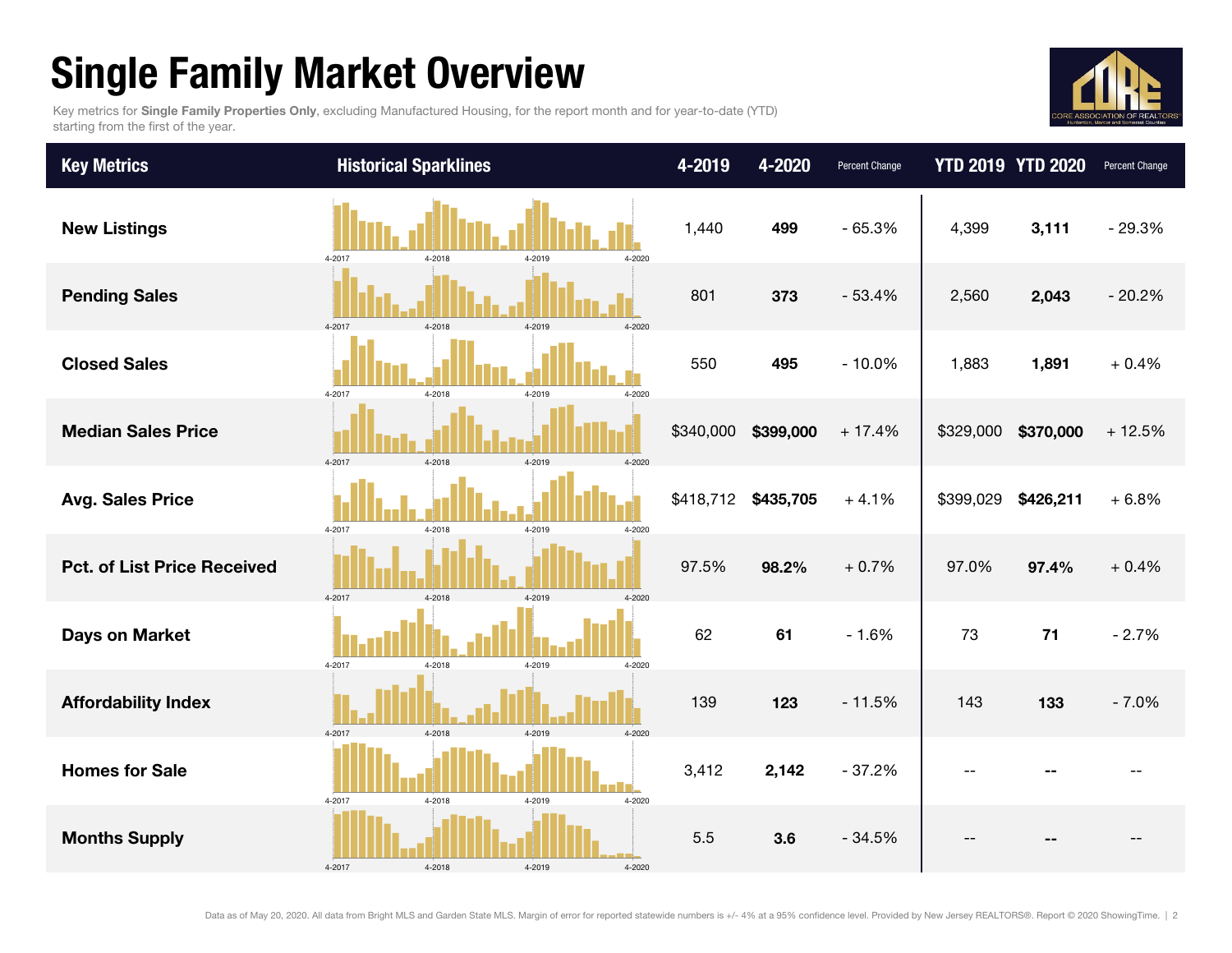# Single Family Market Overview

Key metrics for **Single Family Properties Only**, excluding Manufactured Housing, for the report month and for year-to-date (YTD) starting from the first of the year.

| Key Metrics | Historical Sparklines | 4-2019 | 4-2020 | Percent Change | YTD 2019 | YTD 2020 | Percent Change |
|---|---|---|---|---|---|---|---|
| **New Listings** | 4-2017 4-2018 4-2019 4-2020 | 1,440 | **499** | - 65.3% | 4,399 | **3,111** | - 29.3% |
| **Pending Sales** | 4-2017 4-2018 4-2019 4-2020 | 801 | **373** | - 53.4% | 2,560 | **2,043** | - 20.2% |
| **Closed Sales** | 4-2017 4-2018 4-2019 4-2020 | 550 | **495** | - 10.0% | 1,883 | **1,891** | + 0.4% |
| **Median Sales Price** | 4-2017 4-2018 4-2019 4-2020 | $340,000 | **$399,000** | + 17.4% | $329,000 | **$370,000** | + 12.5% |
| **Avg. Sales Price** | 4-2017 4-2018 4-2019 4-2020 | $418,712 | **$435,705** | + 4.1% | $399,029 | **$426,211** | + 6.8% |
| **Pct. of List Price Received** | 4-2017 4-2018 4-2019 4-2020 | 97.5% | **98.2%** | + 0.7% | 97.0% | **97.4%** | + 0.4% |
| **Days on Market** | 4-2017 4-2018 4-2019 4-2020 | 62 | **61** | - 1.6% | 73 | **71** | - 2.7% |
| **Affordability Index** | 4-2017 4-2018 4-2019 4-2020 | 139 | **123** | - 11.5% | 143 | **133** | - 7.0% |
| **Homes for Sale** | 4-2017 4-2018 4-2019 4-2020 | 3,412 | **2,142** | - 37.2% | -- | **--** | -- |
| **Months Supply** | 4-2017 4-2018 4-2019 4-2020 | 5.5 | **3.6** | - 34.5% | -- | **--** | -- |

Data as of May 20, 2020. All data from Bright MLS and Garden State MLS. Margin of error for reported statewide numbers is +/- 4% at a 95% confidence level. Provided by New Jersey REALTORS®. Report © 2020 ShowingTime.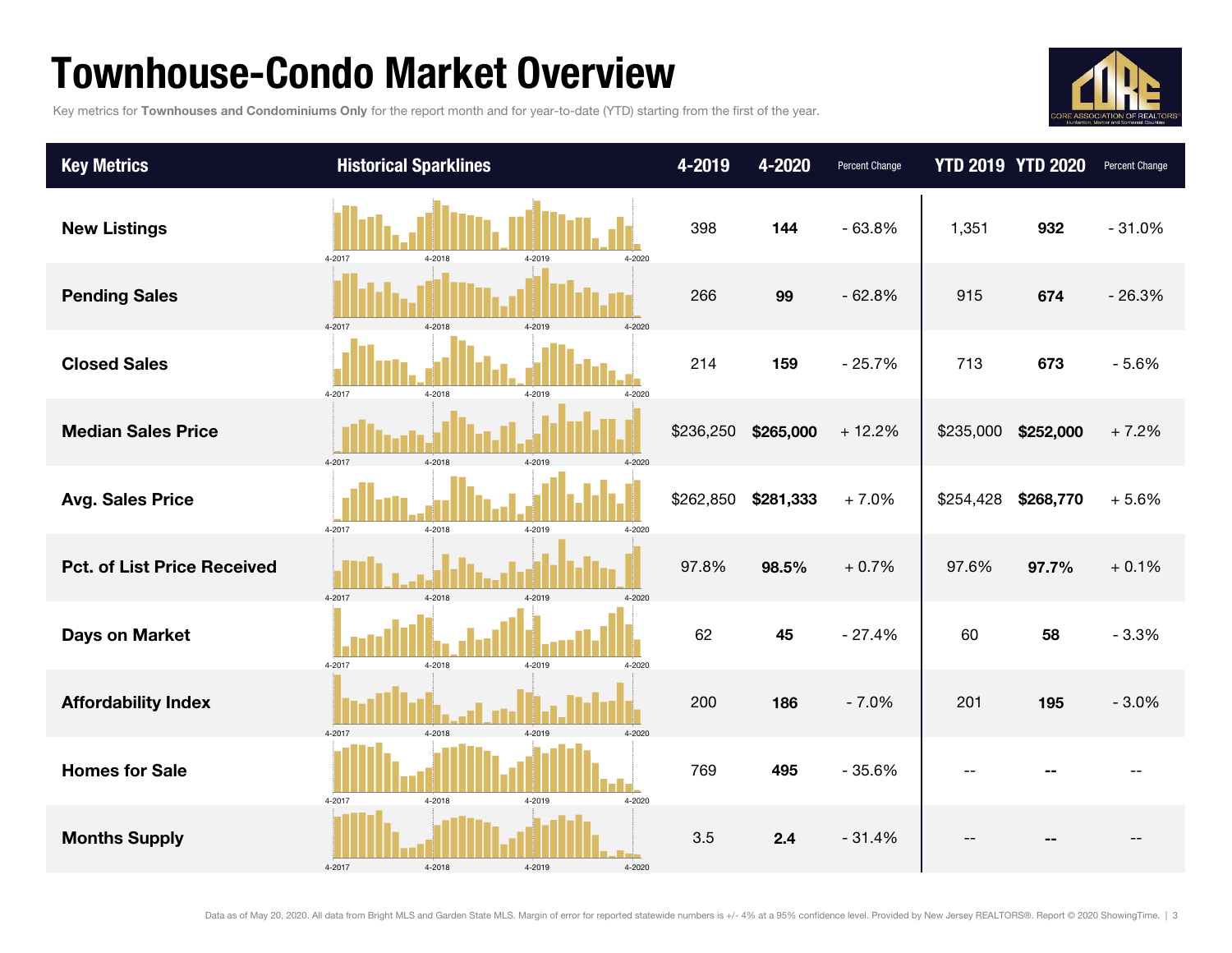# Townhouse-Condo Market Overview

Key metrics for **Townhouses and Condominiums Only** for the report month and for year-to-date (YTD) starting from the first of the year.

| Key Metrics | Historical Sparklines | 4-2019 | 4-2020 | Percent Change | YTD 2019 | YTD 2020 | Percent Change |
|---|---|---|---|---|---|---|---|
| **New Listings** | 4-2017 4-2018 4-2019 4-2020 | 398 | **144** | - 63.8% | 1,351 | **932** | - 31.0% |
| **Pending Sales** | 4-2017 4-2018 4-2019 4-2020 | 266 | **99** | - 62.8% | 915 | **674** | - 26.3% |
| **Closed Sales** | 4-2017 4-2018 4-2019 4-2020 | 214 | **159** | - 25.7% | 713 | **673** | - 5.6% |
| **Median Sales Price** | 4-2017 4-2018 4-2019 4-2020 | $236,250 | **$265,000** | + 12.2% | $235,000 | **$252,000** | + 7.2% |
| **Avg. Sales Price** | 4-2017 4-2018 4-2019 4-2020 | $262,850 | **$281,333** | + 7.0% | $254,428 | **$268,770** | + 5.6% |
| **Pct. of List Price Received** | 4-2017 4-2018 4-2019 4-2020 | 97.8% | **98.5%** | + 0.7% | 97.6% | **97.7%** | + 0.1% |
| **Days on Market** | 4-2017 4-2018 4-2019 4-2020 | 62 | **45** | - 27.4% | 60 | **58** | - 3.3% |
| **Affordability Index** | 4-2017 4-2018 4-2019 4-2020 | 200 | **186** | - 7.0% | 201 | **195** | - 3.0% |
| **Homes for Sale** | 4-2017 4-2018 4-2019 4-2020 | 769 | **495** | - 35.6% | -- | **--** | -- |
| **Months Supply** | 4-2017 4-2018 4-2019 4-2020 | 3.5 | **2.4** | - 31.4% | -- | **--** | -- |

Data as of May 20, 2020. All data from Bright MLS and Garden State MLS. Margin of error for reported statewide numbers is +/- 4% at a 95% confidence level. Provided by New Jersey REALTORS®. Report © 2020 ShowingTime.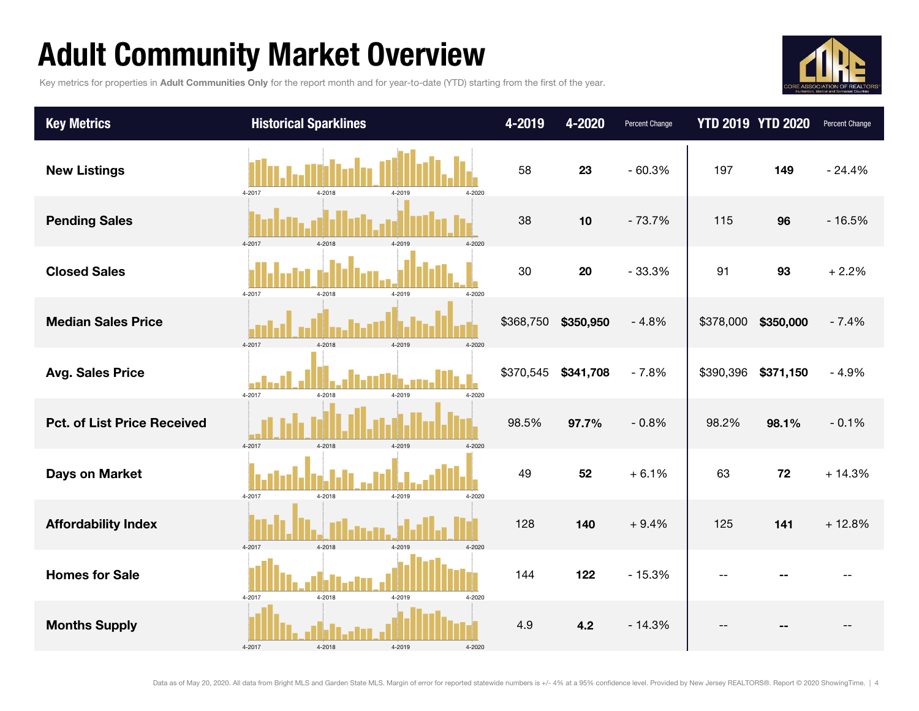# Adult Community Market Overview

Key metrics for properties in **Adult Communities Only** for the report month and for year-to-date (YTD) starting from the first of the year.

| Key Metrics | Historical Sparklines | 4-2019 | 4-2020 | Percent Change | YTD 2019 | YTD 2020 | Percent Change |
|---|---|---|---|---|---|---|---|
| **New Listings** | 4-2017 4-2018 4-2019 4-2020 | 58 | **23** | - 60.3% | 197 | **149** | - 24.4% |
| **Pending Sales** | 4-2017 4-2018 4-2019 4-2020 | 38 | **10** | - 73.7% | 115 | **96** | - 16.5% |
| **Closed Sales** | 4-2017 4-2018 4-2019 4-2020 | 30 | **20** | - 33.3% | 91 | **93** | + 2.2% |
| **Median Sales Price** | 4-2017 4-2018 4-2019 4-2020 | $368,750 | **$350,950** | - 4.8% | $378,000 | **$350,000** | - 7.4% |
| **Avg. Sales Price** | 4-2017 4-2018 4-2019 4-2020 | $370,545 | **$341,708** | - 7.8% | $390,396 | **$371,150** | - 4.9% |
| **Pct. of List Price Received** | 4-2017 4-2018 4-2019 4-2020 | 98.5% | **97.7%** | - 0.8% | 98.2% | **98.1%** | - 0.1% |
| **Days on Market** | 4-2017 4-2018 4-2019 4-2020 | 49 | **52** | + 6.1% | 63 | **72** | + 14.3% |
| **Affordability Index** | 4-2017 4-2018 4-2019 4-2020 | 128 | **140** | + 9.4% | 125 | **141** | + 12.8% |
| **Homes for Sale** | 4-2017 4-2018 4-2019 4-2020 | 144 | **122** | - 15.3% | -- | **--** | -- |
| **Months Supply** | 4-2017 4-2018 4-2019 4-2020 | 4.9 | **4.2** | - 14.3% | -- | **--** | -- |

Data as of May 20, 2020. All data from Bright MLS and Garden State MLS. Margin of error for reported statewide numbers is +/- 4% at a 95% confidence level. Provided by New Jersey REALTORS®. Report © 2020 ShowingTime.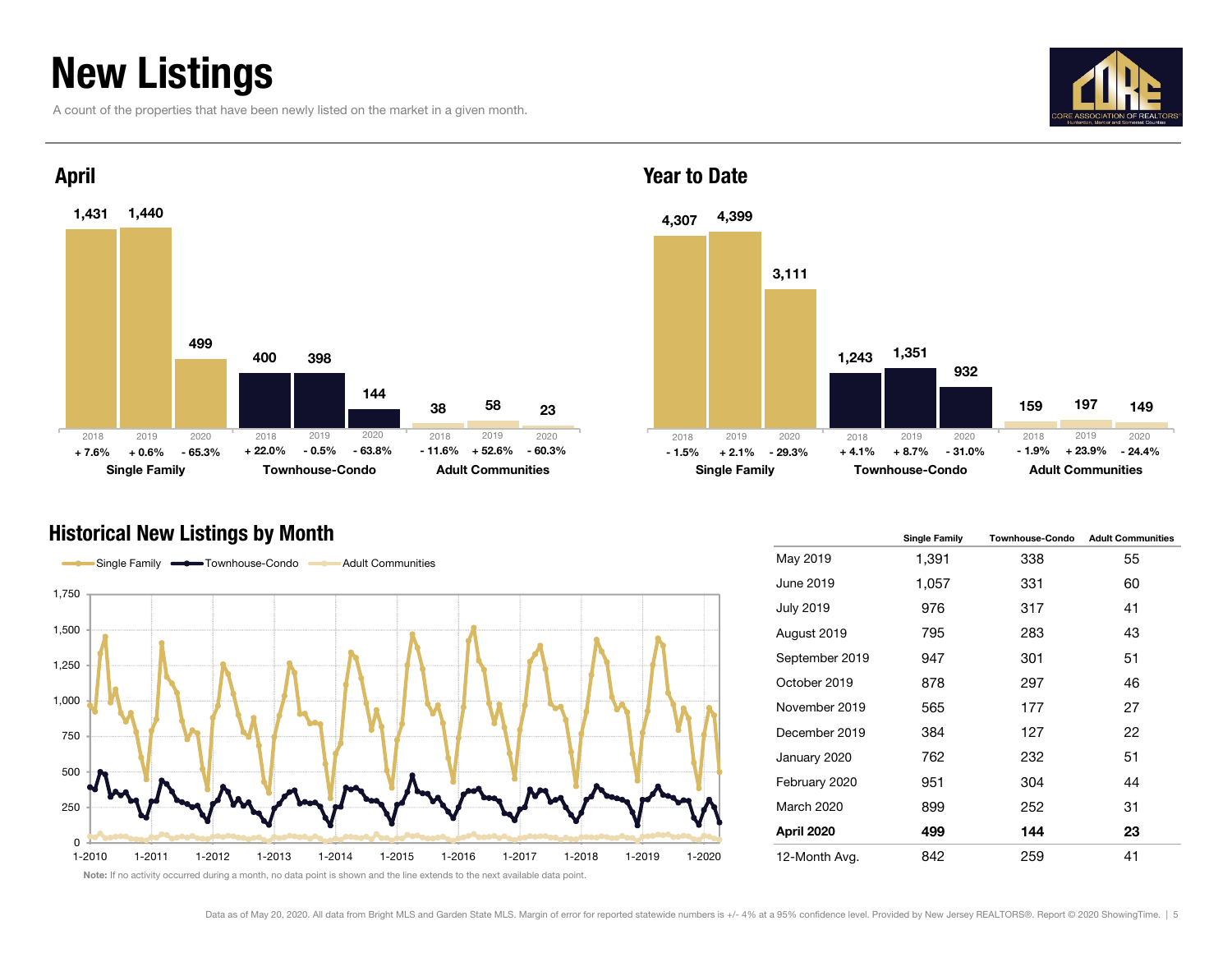# New Listings

A count of the properties that have been newly listed on the market in a given month.

## April

| | 2018 | 2019 | 2020 |
|---|---|---|---|
| Single Family | 1,431 (+ 7.6%) | 1,440 (+ 0.6%) | 499 (- 65.3%) |
| Townhouse-Condo | 400 (+ 22.0%) | 398 (- 0.5%) | 144 (- 63.8%) |
| Adult Communities | 38 (- 11.6%) | 58 (+ 52.6%) | 23 (- 60.3%) |

## Year to Date

| | 2018 | 2019 | 2020 |
|---|---|---|---|
| Single Family | 4,307 (- 1.5%) | 4,399 (+ 2.1%) | 3,111 (- 29.3%) |
| Townhouse-Condo | 1,243 (+ 4.1%) | 1,351 (+ 8.7%) | 932 (- 31.0%) |
| Adult Communities | 159 (- 1.9%) | 197 (+ 23.9%) | 149 (- 24.4%) |

## Historical New Listings by Month

Single Family, Townhouse-Condo, Adult Communities

**Note:** If no activity occurred during a month, no data point is shown and the line extends to the next available data point.

| | Single Family | Townhouse-Condo | Adult Communities |
|---|---|---|---|
| May 2019 | 1,391 | 338 | 55 |
| June 2019 | 1,057 | 331 | 60 |
| July 2019 | 976 | 317 | 41 |
| August 2019 | 795 | 283 | 43 |
| September 2019 | 947 | 301 | 51 |
| October 2019 | 878 | 297 | 46 |
| November 2019 | 565 | 177 | 27 |
| December 2019 | 384 | 127 | 22 |
| January 2020 | 762 | 232 | 51 |
| February 2020 | 951 | 304 | 44 |
| March 2020 | 899 | 252 | 31 |
| **April 2020** | **499** | **144** | **23** |
| 12-Month Avg. | 842 | 259 | 41 |

Data as of May 20, 2020. All data from Bright MLS and Garden State MLS. Margin of error for reported statewide numbers is +/- 4% at a 95% confidence level. Provided by New Jersey REALTORS®. Report © 2020 ShowingTime.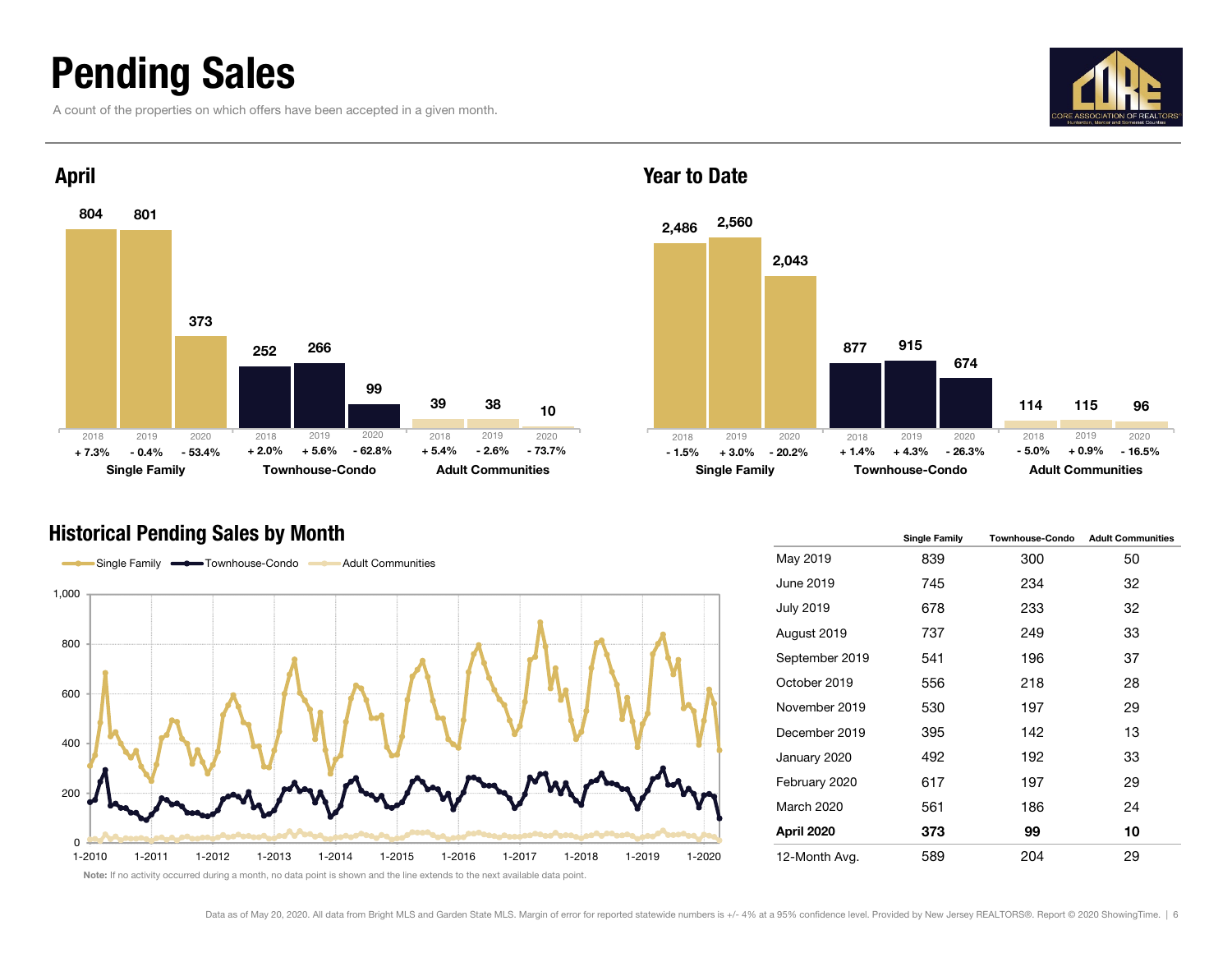# Pending Sales

A count of the properties on which offers have been accepted in a given month.

## April

| | Single Family | | | Townhouse-Condo | | | Adult Communities | | |
|---|---|---|---|---|---|---|---|---|---|
| Year | 2018 | 2019 | 2020 | 2018 | 2019 | 2020 | 2018 | 2019 | 2020 |
| Pending Sales | 804 | 801 | 373 | 252 | 266 | 99 | 39 | 38 | 10 |
| Change | + 7.3% | - 0.4% | - 53.4% | + 2.0% | + 5.6% | - 62.8% | + 5.4% | - 2.6% | - 73.7% |

## Year to Date

| | Single Family | | | Townhouse-Condo | | | Adult Communities | | |
|---|---|---|---|---|---|---|---|---|---|
| Year | 2018 | 2019 | 2020 | 2018 | 2019 | 2020 | 2018 | 2019 | 2020 |
| Pending Sales | 2,486 | 2,560 | 2,043 | 877 | 915 | 674 | 114 | 115 | 96 |
| Change | - 1.5% | + 3.0% | - 20.2% | + 1.4% | + 4.3% | - 26.3% | - 5.0% | + 0.9% | - 16.5% |

## Historical Pending Sales by Month

Note: If no activity occurred during a month, no data point is shown and the line extends to the next available data point.

| | Single Family | Townhouse-Condo | Adult Communities |
|---|---|---|---|
| May 2019 | 839 | 300 | 50 |
| June 2019 | 745 | 234 | 32 |
| July 2019 | 678 | 233 | 32 |
| August 2019 | 737 | 249 | 33 |
| September 2019 | 541 | 196 | 37 |
| October 2019 | 556 | 218 | 28 |
| November 2019 | 530 | 197 | 29 |
| December 2019 | 395 | 142 | 13 |
| January 2020 | 492 | 192 | 33 |
| February 2020 | 617 | 197 | 29 |
| March 2020 | 561 | 186 | 24 |
| **April 2020** | **373** | **99** | **10** |
| 12-Month Avg. | 589 | 204 | 29 |

Data as of May 20, 2020. All data from Bright MLS and Garden State MLS. Margin of error for reported statewide numbers is +/- 4% at a 95% confidence level. Provided by New Jersey REALTORS®. Report © 2020 ShowingTime.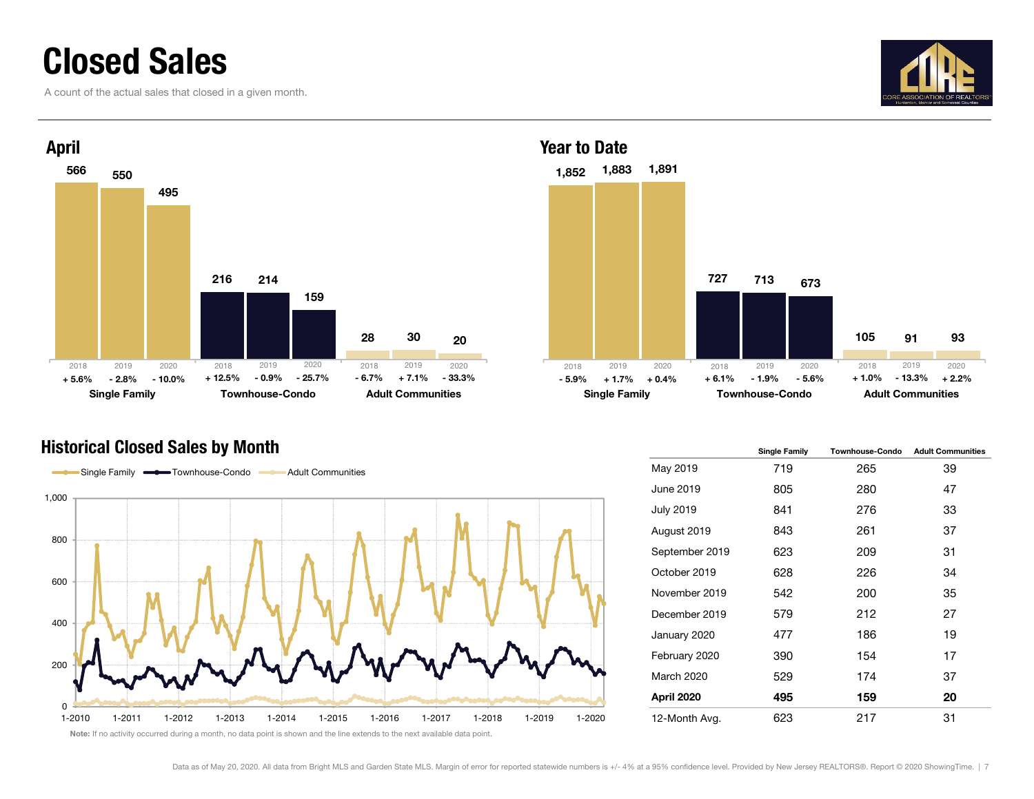# Closed Sales

A count of the actual sales that closed in a given month.

## April

| | 2018 | 2019 | 2020 |
|---|---|---|---|
| Single Family | 566 (+ 5.6%) | 550 (- 2.8%) | 495 (- 10.0%) |
| Townhouse-Condo | 216 (+ 12.5%) | 214 (- 0.9%) | 159 (- 25.7%) |
| Adult Communities | 28 (- 6.7%) | 30 (+ 7.1%) | 20 (- 33.3%) |

## Year to Date

| | 2018 | 2019 | 2020 |
|---|---|---|---|
| Single Family | 1,852 (- 5.9%) | 1,883 (+ 1.7%) | 1,891 (+ 0.4%) |
| Townhouse-Condo | 727 (+ 6.1%) | 713 (- 1.9%) | 673 (- 5.6%) |
| Adult Communities | 105 (+ 1.0%) | 91 (- 13.3%) | 93 (+ 2.2%) |

## Historical Closed Sales by Month

Single Family — Townhouse-Condo — Adult Communities

Note: If no activity occurred during a month, no data point is shown and the line extends to the next available data point.

| | Single Family | Townhouse-Condo | Adult Communities |
|---|---|---|---|
| May 2019 | 719 | 265 | 39 |
| June 2019 | 805 | 280 | 47 |
| July 2019 | 841 | 276 | 33 |
| August 2019 | 843 | 261 | 37 |
| September 2019 | 623 | 209 | 31 |
| October 2019 | 628 | 226 | 34 |
| November 2019 | 542 | 200 | 35 |
| December 2019 | 579 | 212 | 27 |
| January 2020 | 477 | 186 | 19 |
| February 2020 | 390 | 154 | 17 |
| March 2020 | 529 | 174 | 37 |
| **April 2020** | **495** | **159** | **20** |
| 12-Month Avg. | 623 | 217 | 31 |

Data as of May 20, 2020. All data from Bright MLS and Garden State MLS. Margin of error for reported statewide numbers is +/- 4% at a 95% confidence level. Provided by New Jersey REALTORS®. Report © 2020 ShowingTime.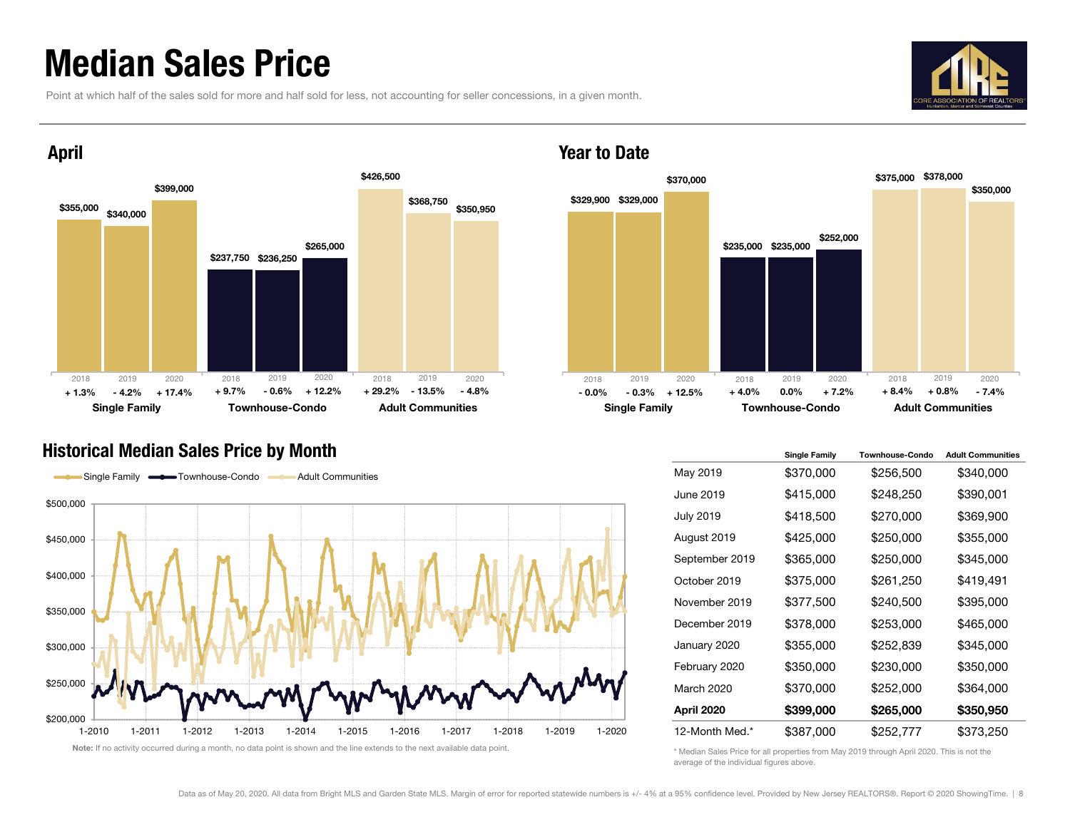# Median Sales Price

Point at which half of the sales sold for more and half sold for less, not accounting for seller concessions, in a given month.

## April

| | 2018 | 2019 | 2020 |
|---|---|---|---|
| Single Family | $355,000 (+ 1.3%) | $340,000 (- 4.2%) | $399,000 (+ 17.4%) |
| Townhouse-Condo | $237,750 (+ 9.7%) | $236,250 (- 0.6%) | $265,000 (+ 12.2%) |
| Adult Communities | $426,500 (+ 29.2%) | $368,750 (- 13.5%) | $350,950 (- 4.8%) |

## Year to Date

| | 2018 | 2019 | 2020 |
|---|---|---|---|
| Single Family | $329,900 (- 0.0%) | $329,000 (- 0.3%) | $370,000 (+ 12.5%) |
| Townhouse-Condo | $235,000 (+ 4.0%) | $235,000 (0.0%) | $252,000 (+ 7.2%) |
| Adult Communities | $375,000 (+ 8.4%) | $378,000 (+ 0.8%) | $350,000 (- 7.4%) |

## Historical Median Sales Price by Month

**Note:** If no activity occurred during a month, no data point is shown and the line extends to the next available data point.

| | Single Family | Townhouse-Condo | Adult Communities |
|---|---|---|---|
| May 2019 | $370,000 | $256,500 | $340,000 |
| June 2019 | $415,000 | $248,250 | $390,001 |
| July 2019 | $418,500 | $270,000 | $369,900 |
| August 2019 | $425,000 | $250,000 | $355,000 |
| September 2019 | $365,000 | $250,000 | $345,000 |
| October 2019 | $375,000 | $261,250 | $419,491 |
| November 2019 | $377,500 | $240,500 | $395,000 |
| December 2019 | $378,000 | $253,000 | $465,000 |
| January 2020 | $355,000 | $252,839 | $345,000 |
| February 2020 | $350,000 | $230,000 | $350,000 |
| March 2020 | $370,000 | $252,000 | $364,000 |
| **April 2020** | **$399,000** | **$265,000** | **$350,950** |
| 12-Month Med.* | $387,000 | $252,777 | $373,250 |

* Median Sales Price for all properties from May 2019 through April 2020. This is not the average of the individual figures above.

Data as of May 20, 2020. All data from Bright MLS and Garden State MLS. Margin of error for reported statewide numbers is +/- 4% at a 95% confidence level. Provided by New Jersey REALTORS®. Report © 2020 ShowingTime.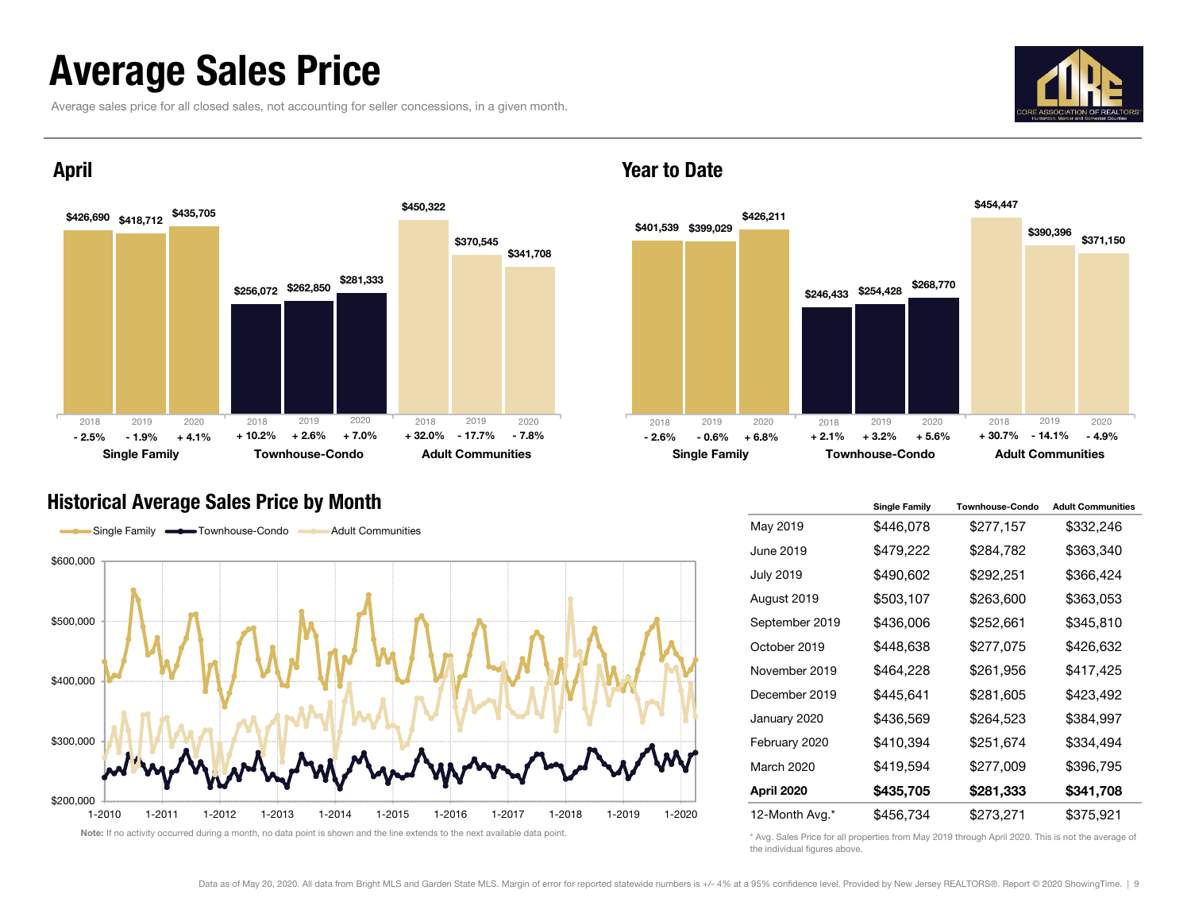# Average Sales Price

Average sales price for all closed sales, not accounting for seller concessions, in a given month.

## April

| | 2018 | 2019 | 2020 |
|---|---|---|---|
| Single Family | $426,690 (- 2.5%) | $418,712 (- 1.9%) | $435,705 (+ 4.1%) |
| Townhouse-Condo | $256,072 (+ 10.2%) | $262,850 (+ 2.6%) | $281,333 (+ 7.0%) |
| Adult Communities | $450,322 (+ 32.0%) | $370,545 (- 17.7%) | $341,708 (- 7.8%) |

## Year to Date

| | 2018 | 2019 | 2020 |
|---|---|---|---|
| Single Family | $401,539 (- 2.6%) | $399,029 (- 0.6%) | $426,211 (+ 6.8%) |
| Townhouse-Condo | $246,433 (+ 2.1%) | $254,428 (+ 3.2%) | $268,770 (+ 5.6%) |
| Adult Communities | $454,447 (+ 30.7%) | $390,396 (- 14.1%) | $371,150 (- 4.9%) |

## Historical Average Sales Price by Month

Single Family, Townhouse-Condo, Adult Communities

**Note:** If no activity occurred during a month, no data point is shown and the line extends to the next available data point.

| | Single Family | Townhouse-Condo | Adult Communities |
|---|---|---|---|
| May 2019 | $446,078 | $277,157 | $332,246 |
| June 2019 | $479,222 | $284,782 | $363,340 |
| July 2019 | $490,602 | $292,251 | $366,424 |
| August 2019 | $503,107 | $263,600 | $363,053 |
| September 2019 | $436,006 | $252,661 | $345,810 |
| October 2019 | $448,638 | $277,075 | $426,632 |
| November 2019 | $464,228 | $261,956 | $417,425 |
| December 2019 | $445,641 | $281,605 | $423,492 |
| January 2020 | $436,569 | $264,523 | $384,997 |
| February 2020 | $410,394 | $251,674 | $334,494 |
| March 2020 | $419,594 | $277,009 | $396,795 |
| **April 2020** | **$435,705** | **$281,333** | **$341,708** |
| 12-Month Avg.* | $456,734 | $273,271 | $375,921 |

\* Avg. Sales Price for all properties from May 2019 through April 2020. This is not the average of the individual figures above.

Data as of May 20, 2020. All data from Bright MLS and Garden State MLS. Margin of error for reported statewide numbers is +/- 4% at a 95% confidence level. Provided by New Jersey REALTORS®. Report © 2020 ShowingTime.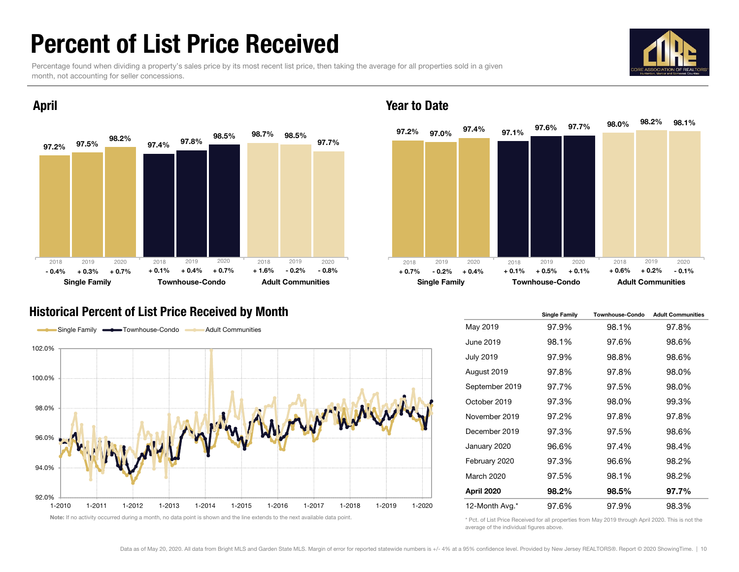# Percent of List Price Received

Percentage found when dividing a property's sales price by its most recent list price, then taking the average for all properties sold in a given month, not accounting for seller concessions.

## April

| | Single Family | | | Townhouse-Condo | | | Adult Communities | | |
|---|---|---|---|---|---|---|---|---|---|
| Year | 2018 | 2019 | 2020 | 2018 | 2019 | 2020 | 2018 | 2019 | 2020 |
| Value | 97.2% | 97.5% | 98.2% | 97.4% | 97.8% | 98.5% | 98.7% | 98.5% | 97.7% |
| Change | - 0.4% | + 0.3% | + 0.7% | + 0.1% | + 0.4% | + 0.7% | + 1.6% | - 0.2% | - 0.8% |

## Year to Date

| | Single Family | | | Townhouse-Condo | | | Adult Communities | | |
|---|---|---|---|---|---|---|---|---|---|
| Year | 2018 | 2019 | 2020 | 2018 | 2019 | 2020 | 2018 | 2019 | 2020 |
| Value | 97.2% | 97.0% | 97.4% | 97.1% | 97.6% | 97.7% | 98.0% | 98.2% | 98.1% |
| Change | + 0.7% | - 0.2% | + 0.4% | + 0.1% | + 0.5% | + 0.1% | + 0.6% | + 0.2% | - 0.1% |

## Historical Percent of List Price Received by Month

**Note:** If no activity occurred during a month, no data point is shown and the line extends to the next available data point.

| | Single Family | Townhouse-Condo | Adult Communities |
|---|---|---|---|
| May 2019 | 97.9% | 98.1% | 97.8% |
| June 2019 | 98.1% | 97.6% | 98.6% |
| July 2019 | 97.9% | 98.8% | 98.6% |
| August 2019 | 97.8% | 97.8% | 98.0% |
| September 2019 | 97.7% | 97.5% | 98.0% |
| October 2019 | 97.3% | 98.0% | 99.3% |
| November 2019 | 97.2% | 97.8% | 97.8% |
| December 2019 | 97.3% | 97.5% | 98.6% |
| January 2020 | 96.6% | 97.4% | 98.4% |
| February 2020 | 97.3% | 96.6% | 98.2% |
| March 2020 | 97.5% | 98.1% | 98.2% |
| **April 2020** | **98.2%** | **98.5%** | **97.7%** |
| 12-Month Avg.* | 97.6% | 97.9% | 98.3% |

\* Pct. of List Price Received for all properties from May 2019 through April 2020. This is not the average of the individual figures above.

Data as of May 20, 2020. All data from Bright MLS and Garden State MLS. Margin of error for reported statewide numbers is +/- 4% at a 95% confidence level. Provided by New Jersey REALTORS®. Report © 2020 ShowingTime.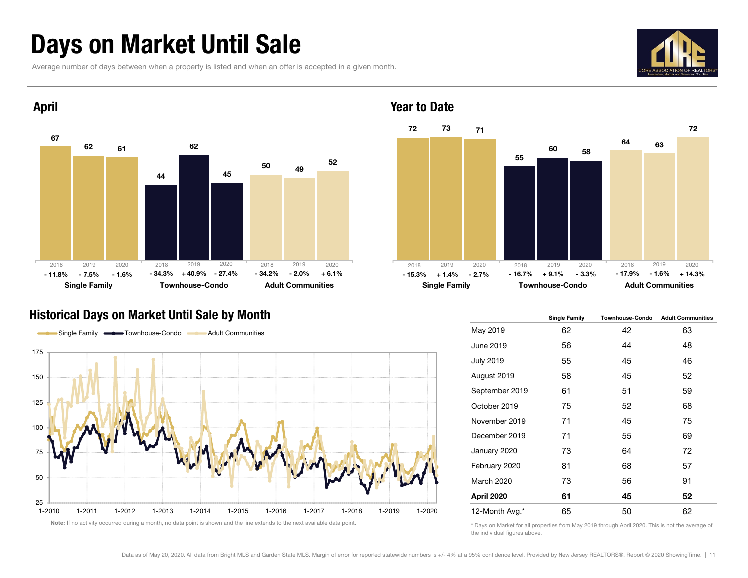# Days on Market Until Sale

Average number of days between when a property is listed and when an offer is accepted in a given month.

## April

| | 2018 | 2019 | 2020 |
|---|---|---|---|
| Single Family | 67 | 62 | 61 |
| Change | - 11.8% | - 7.5% | - 1.6% |
| Townhouse-Condo | 44 | 62 | 45 |
| Change | - 34.3% | + 40.9% | - 27.4% |
| Adult Communities | 50 | 49 | 52 |
| Change | - 34.2% | - 2.0% | + 6.1% |

## Year to Date

| | 2018 | 2019 | 2020 |
|---|---|---|---|
| Single Family | 72 | 73 | 71 |
| Change | - 15.3% | + 1.4% | - 2.7% |
| Townhouse-Condo | 55 | 60 | 58 |
| Change | - 16.7% | + 9.1% | - 3.3% |
| Adult Communities | 64 | 63 | 72 |
| Change | - 17.9% | - 1.6% | + 14.3% |

## Historical Days on Market Until Sale by Month

Single Family / Townhouse-Condo / Adult Communities

**Note:** If no activity occurred during a month, no data point is shown and the line extends to the next available data point.

| | Single Family | Townhouse-Condo | Adult Communities |
|---|---|---|---|
| May 2019 | 62 | 42 | 63 |
| June 2019 | 56 | 44 | 48 |
| July 2019 | 55 | 45 | 46 |
| August 2019 | 58 | 45 | 52 |
| September 2019 | 61 | 51 | 59 |
| October 2019 | 75 | 52 | 68 |
| November 2019 | 71 | 45 | 75 |
| December 2019 | 71 | 55 | 69 |
| January 2020 | 73 | 64 | 72 |
| February 2020 | 81 | 68 | 57 |
| March 2020 | 73 | 56 | 91 |
| **April 2020** | **61** | **45** | **52** |
| 12-Month Avg.* | 65 | 50 | 62 |

\* Days on Market for all properties from May 2019 through April 2020. This is not the average of the individual figures above.

Data as of May 20, 2020. All data from Bright MLS and Garden State MLS. Margin of error for reported statewide numbers is +/- 4% at a 95% confidence level. Provided by New Jersey REALTORS®. Report © 2020 ShowingTime.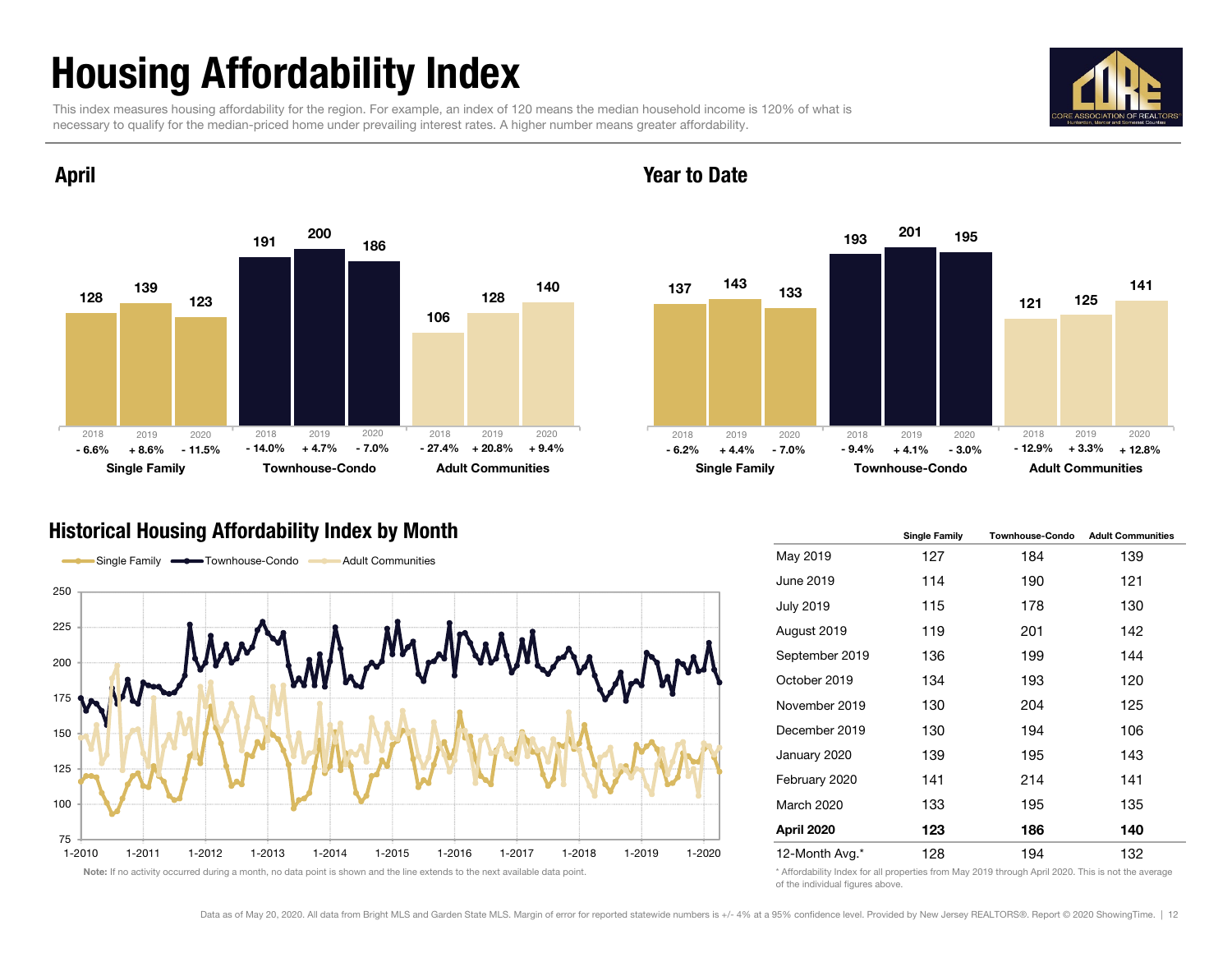# Housing Affordability Index

This index measures housing affordability for the region. For example, an index of 120 means the median household income is 120% of what is necessary to qualify for the median-priced home under prevailing interest rates. A higher number means greater affordability.

## April

| | Single Family | | | Townhouse-Condo | | | Adult Communities | | |
|---|---|---|---|---|---|---|---|---|---|
| Year | 2018 | 2019 | 2020 | 2018 | 2019 | 2020 | 2018 | 2019 | 2020 |
| Index | 128 | 139 | 123 | 191 | 200 | 186 | 106 | 128 | 140 |
| Change | - 6.6% | + 8.6% | - 11.5% | - 14.0% | + 4.7% | - 7.0% | - 27.4% | + 20.8% | + 9.4% |

## Year to Date

| | Single Family | | | Townhouse-Condo | | | Adult Communities | | |
|---|---|---|---|---|---|---|---|---|---|
| Year | 2018 | 2019 | 2020 | 2018 | 2019 | 2020 | 2018 | 2019 | 2020 |
| Index | 137 | 143 | 133 | 193 | 201 | 195 | 121 | 125 | 141 |
| Change | - 6.2% | + 4.4% | - 7.0% | - 9.4% | + 4.1% | - 3.0% | - 12.9% | + 3.3% | + 12.8% |

## Historical Housing Affordability Index by Month

**Note:** If no activity occurred during a month, no data point is shown and the line extends to the next available data point.

| | Single Family | Townhouse-Condo | Adult Communities |
|---|---|---|---|
| May 2019 | 127 | 184 | 139 |
| June 2019 | 114 | 190 | 121 |
| July 2019 | 115 | 178 | 130 |
| August 2019 | 119 | 201 | 142 |
| September 2019 | 136 | 199 | 144 |
| October 2019 | 134 | 193 | 120 |
| November 2019 | 130 | 204 | 125 |
| December 2019 | 130 | 194 | 106 |
| January 2020 | 139 | 195 | 143 |
| February 2020 | 141 | 214 | 141 |
| March 2020 | 133 | 195 | 135 |
| **April 2020** | **123** | **186** | **140** |
| 12-Month Avg.* | 128 | 194 | 132 |

\* Affordability Index for all properties from May 2019 through April 2020. This is not the average of the individual figures above.

Data as of May 20, 2020. All data from Bright MLS and Garden State MLS. Margin of error for reported statewide numbers is +/- 4% at a 95% confidence level. Provided by New Jersey REALTORS®. Report © 2020 ShowingTime.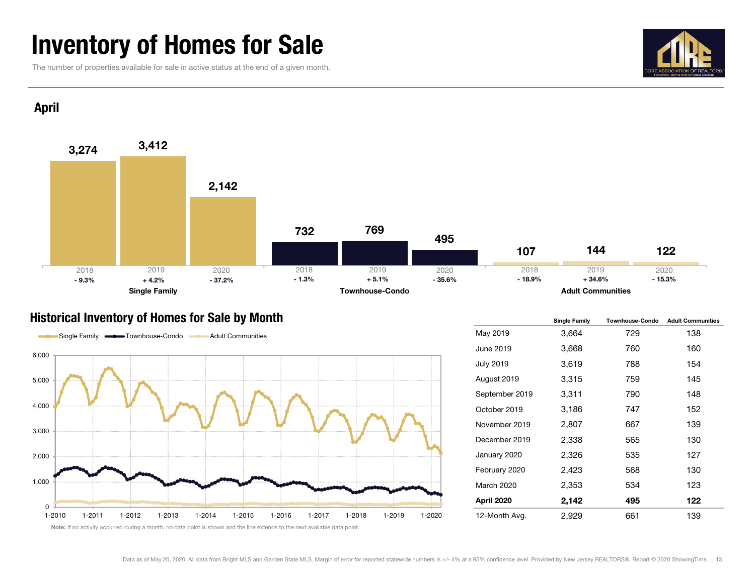# Inventory of Homes for Sale

The number of properties available for sale in active status at the end of a given month.

## April

| | 2018 | 2019 | 2020 |
|---|---|---|---|
| **Single Family** | 3,274 | 3,412 | 2,142 |
| Change | - 9.3% | + 4.2% | - 37.2% |
| **Townhouse-Condo** | 732 | 769 | 495 |
| Change | - 1.3% | + 5.1% | - 35.6% |
| **Adult Communities** | 107 | 144 | 122 |
| Change | - 18.9% | + 34.6% | - 15.3% |

## Historical Inventory of Homes for Sale by Month

| | Single Family | Townhouse-Condo | Adult Communities |
|---|---|---|---|
| May 2019 | 3,664 | 729 | 138 |
| June 2019 | 3,668 | 760 | 160 |
| July 2019 | 3,619 | 788 | 154 |
| August 2019 | 3,315 | 759 | 145 |
| September 2019 | 3,311 | 790 | 148 |
| October 2019 | 3,186 | 747 | 152 |
| November 2019 | 2,807 | 667 | 139 |
| December 2019 | 2,338 | 565 | 130 |
| January 2020 | 2,326 | 535 | 127 |
| February 2020 | 2,423 | 568 | 130 |
| March 2020 | 2,353 | 534 | 123 |
| **April 2020** | **2,142** | **495** | **122** |
| 12-Month Avg. | 2,929 | 661 | 139 |

**Note:** If no activity occurred during a month, no data point is shown and the line extends to the next available data point.

Data as of May 20, 2020. All data from Bright MLS and Garden State MLS. Margin of error for reported statewide numbers is +/- 4% at a 95% confidence level. Provided by New Jersey REALTORS®. Report © 2020 ShowingTime.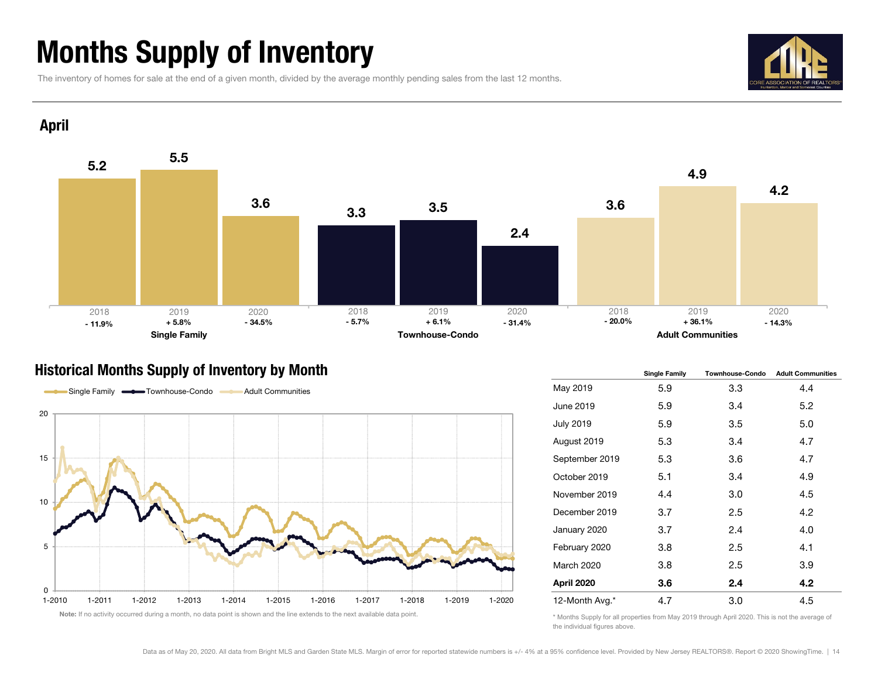# Months Supply of Inventory

The inventory of homes for sale at the end of a given month, divided by the average monthly pending sales from the last 12 months.

## April

| | 2018 | 2019 | 2020 |
|---|---|---|---|
| **Single Family** | 5.2 | 5.5 | 3.6 |
| Change | - 11.9% | + 5.8% | - 34.5% |
| **Townhouse-Condo** | 3.3 | 3.5 | 2.4 |
| Change | - 5.7% | + 6.1% | - 31.4% |
| **Adult Communities** | 3.6 | 4.9 | 4.2 |
| Change | - 20.0% | + 36.1% | - 14.3% |

## Historical Months Supply of Inventory by Month

Single Family · Townhouse-Condo · Adult Communities

**Note:** If no activity occurred during a month, no data point is shown and the line extends to the next available data point.

| | Single Family | Townhouse-Condo | Adult Communities |
|---|---|---|---|
| May 2019 | 5.9 | 3.3 | 4.4 |
| June 2019 | 5.9 | 3.4 | 5.2 |
| July 2019 | 5.9 | 3.5 | 5.0 |
| August 2019 | 5.3 | 3.4 | 4.7 |
| September 2019 | 5.3 | 3.6 | 4.7 |
| October 2019 | 5.1 | 3.4 | 4.9 |
| November 2019 | 4.4 | 3.0 | 4.5 |
| December 2019 | 3.7 | 2.5 | 4.2 |
| January 2020 | 3.7 | 2.4 | 4.0 |
| February 2020 | 3.8 | 2.5 | 4.1 |
| March 2020 | 3.8 | 2.5 | 3.9 |
| **April 2020** | **3.6** | **2.4** | **4.2** |
| 12-Month Avg.* | 4.7 | 3.0 | 4.5 |

* Months Supply for all properties from May 2019 through April 2020. This is not the average of the individual figures above.

Data as of May 20, 2020. All data from Bright MLS and Garden State MLS. Margin of error for reported statewide numbers is +/- 4% at a 95% confidence level. Provided by New Jersey REALTORS®. Report © 2020 ShowingTime.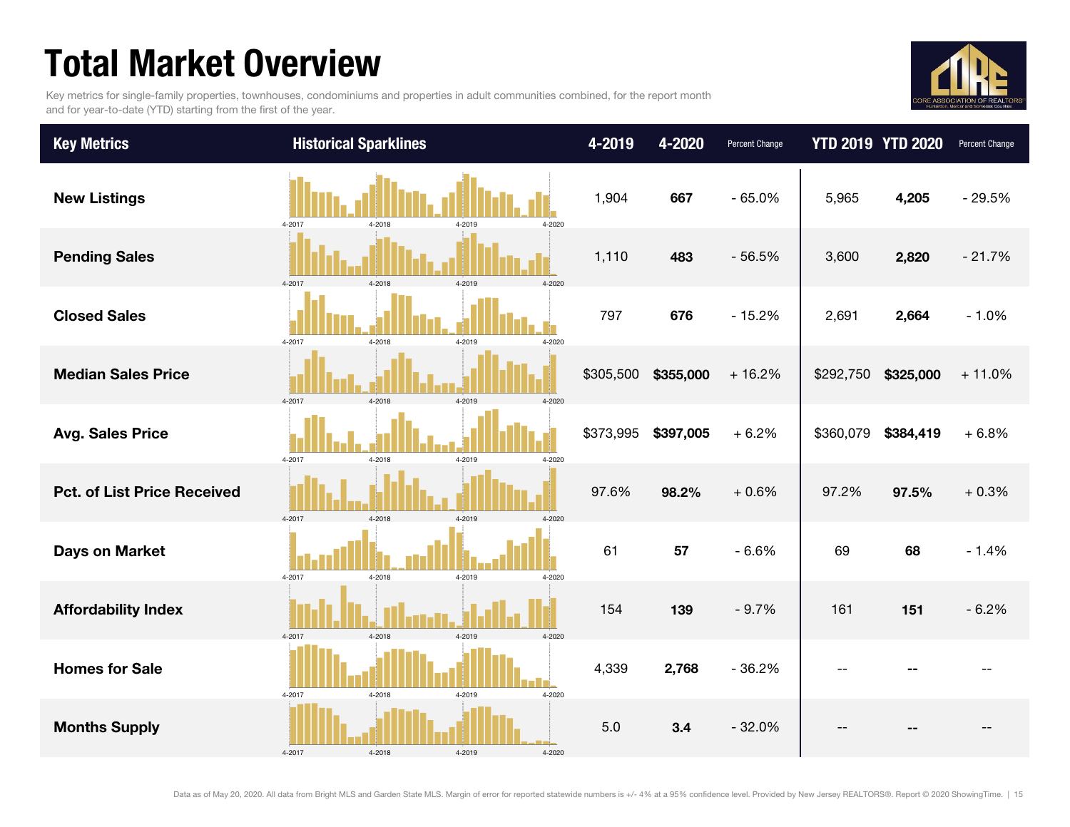# Total Market Overview

Key metrics for single-family properties, townhouses, condominiums and properties in adult communities combined, for the report month and for year-to-date (YTD) starting from the first of the year.

| Key Metrics | Historical Sparklines | 4-2019 | 4-2020 | Percent Change | YTD 2019 | YTD 2020 | Percent Change |
|---|---|---|---|---|---|---|---|
| New Listings | 4-2017 4-2018 4-2019 4-2020 | 1,904 | **667** | - 65.0% | 5,965 | **4,205** | - 29.5% |
| Pending Sales | 4-2017 4-2018 4-2019 4-2020 | 1,110 | **483** | - 56.5% | 3,600 | **2,820** | - 21.7% |
| Closed Sales | 4-2017 4-2018 4-2019 4-2020 | 797 | **676** | - 15.2% | 2,691 | **2,664** | - 1.0% |
| Median Sales Price | 4-2017 4-2018 4-2019 4-2020 | $305,500 | **$355,000** | + 16.2% | $292,750 | **$325,000** | + 11.0% |
| Avg. Sales Price | 4-2017 4-2018 4-2019 4-2020 | $373,995 | **$397,005** | + 6.2% | $360,079 | **$384,419** | + 6.8% |
| Pct. of List Price Received | 4-2017 4-2018 4-2019 4-2020 | 97.6% | **98.2%** | + 0.6% | 97.2% | **97.5%** | + 0.3% |
| Days on Market | 4-2017 4-2018 4-2019 4-2020 | 61 | **57** | - 6.6% | 69 | **68** | - 1.4% |
| Affordability Index | 4-2017 4-2018 4-2019 4-2020 | 154 | **139** | - 9.7% | 161 | **151** | - 6.2% |
| Homes for Sale | 4-2017 4-2018 4-2019 4-2020 | 4,339 | **2,768** | - 36.2% | -- | **--** | -- |
| Months Supply | 4-2017 4-2018 4-2019 4-2020 | 5.0 | **3.4** | - 32.0% | -- | **--** | -- |

Data as of May 20, 2020. All data from Bright MLS and Garden State MLS. Margin of error for reported statewide numbers is +/- 4% at a 95% confidence level. Provided by New Jersey REALTORS®. Report © 2020 ShowingTime.